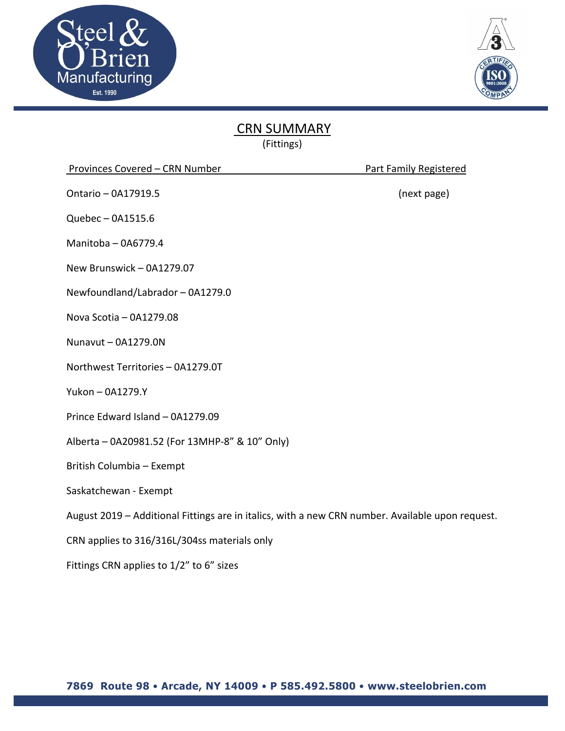# CRN SUMMARY

(Fittings)

| Provinces Covered – CRN Number | Part Family Registered |
| --- | --- |
| Ontario – 0A17919.5 | (next page) |
| Quebec – 0A1515.6 | |
| Manitoba – 0A6779.4 | |
| New Brunswick – 0A1279.07 | |
| Newfoundland/Labrador – 0A1279.0 | |
| Nova Scotia – 0A1279.08 | |
| Nunavut – 0A1279.0N | |
| Northwest Territories – 0A1279.0T | |
| Yukon – 0A1279.Y | |
| Prince Edward Island – 0A1279.09 | |
| Alberta – 0A20981.52 (For 13MHP-8" & 10" Only) | |
| British Columbia – Exempt | |
| Saskatchewan - Exempt | |

August 2019 – Additional Fittings are in italics, with a new CRN number. Available upon request.

CRN applies to 316/316L/304ss materials only

Fittings CRN applies to 1/2" to 6" sizes

**7869 Route 98 • Arcade, NY 14009 • P 585.492.5800 • www.steelobrien.com**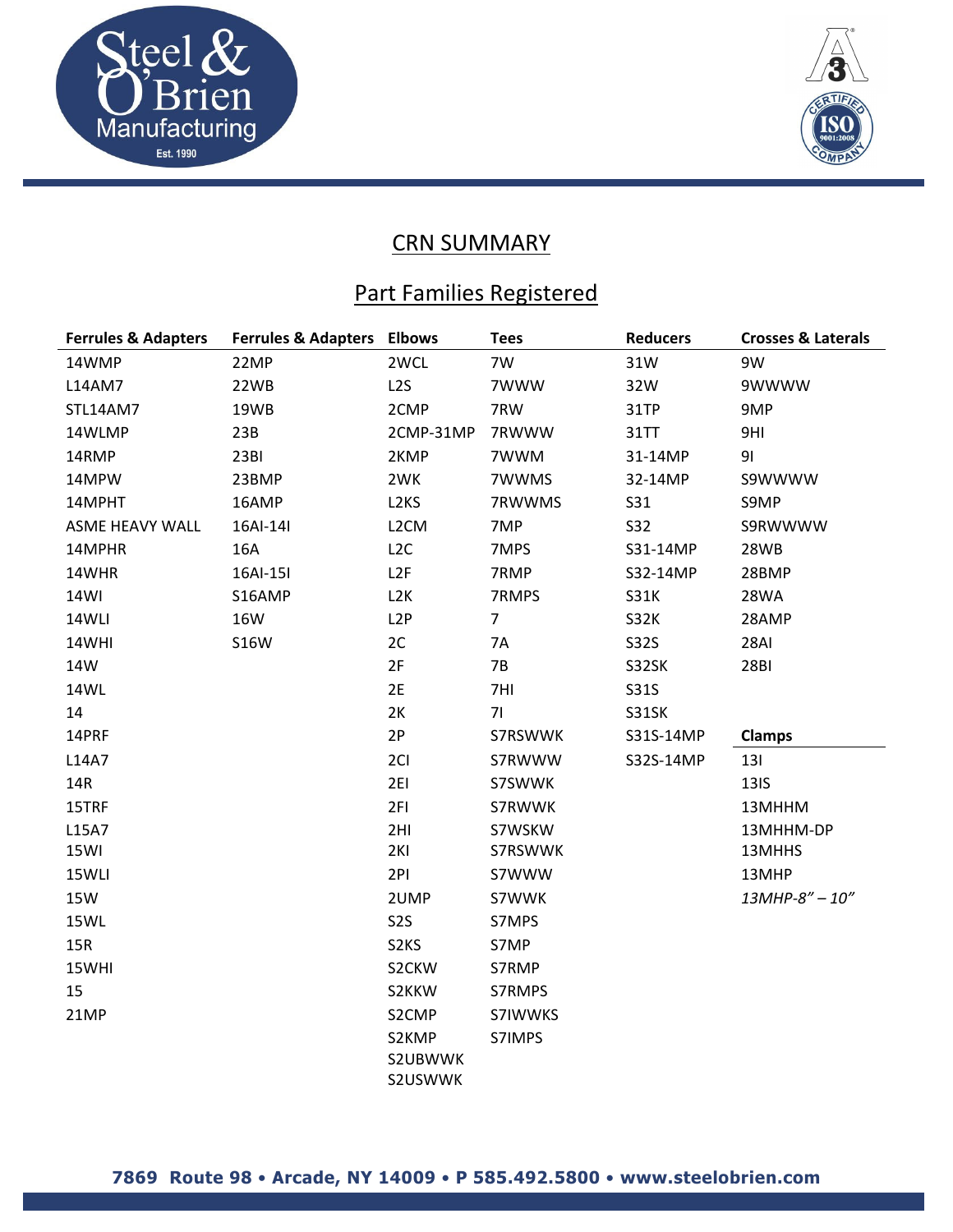# CRN SUMMARY

## Part Families Registered

| Ferrules & Adapters | Ferrules & Adapters | Elbows | Tees | Reducers | Crosses & Laterals |
|---|---|---|---|---|---|
| 14WMP | 22MP | 2WCL | 7W | 31W | 9W |
| L14AM7 | 22WB | L2S | 7WWW | 32W | 9WWWW |
| STL14AM7 | 19WB | 2CMP | 7RW | 31TP | 9MP |
| 14WLMP | 23B | 2CMP-31MP | 7RWWW | 31TT | 9HI |
| 14RMP | 23BI | 2KMP | 7WWM | 31-14MP | 9I |
| 14MPW | 23BMP | 2WK | 7WWMS | 32-14MP | S9WWWW |
| 14MPHT | 16AMP | L2KS | 7RWWMS | S31 | S9MP |
| ASME HEAVY WALL | 16AI-14I | L2CM | 7MP | S32 | S9RWWWW |
| 14MPHR | 16A | L2C | 7MPS | S31-14MP | 28WB |
| 14WHR | 16AI-15I | L2F | 7RMP | S32-14MP | 28BMP |
| 14WI | S16AMP | L2K | 7RMPS | S31K | 28WA |
| 14WLI | 16W | L2P | 7 | S32K | 28AMP |
| 14WHI | S16W | 2C | 7A | S32S | 28AI |
| 14W | | 2F | 7B | S32SK | 28BI |
| 14WL | | 2E | 7HI | S31S | |
| 14 | | 2K | 7I | S31SK | |
| 14PRF | | 2P | S7RSWWK | S31S-14MP | **Clamps** |
| L14A7 | | 2CI | S7RWWW | S32S-14MP | 13I |
| 14R | | 2EI | S7SWWK | | 13IS |
| 15TRF | | 2FI | S7RWWK | | 13MHHM |
| L15A7 | | 2HI | S7WSKW | | 13MHHM-DP |
| 15WI | | 2KI | S7RSWWK | | 13MHHS |
| 15WLI | | 2PI | S7WWW | | 13MHP |
| 15W | | 2UMP | S7WWK | | *13MHP-8" – 10"* |
| 15WL | | S2S | S7MPS | | |
| 15R | | S2KS | S7MP | | |
| 15WHI | | S2CKW | S7RMP | | |
| 15 | | S2KKW | S7RMPS | | |
| 21MP | | S2CMP | S7IWWKS | | |
| | | S2KMP | S7IMPS | | |
| | | S2UBWWK | | | |
| | | S2USWWK | | | |

7869 Route 98 • Arcade, NY 14009 • P 585.492.5800 • www.steelobrien.com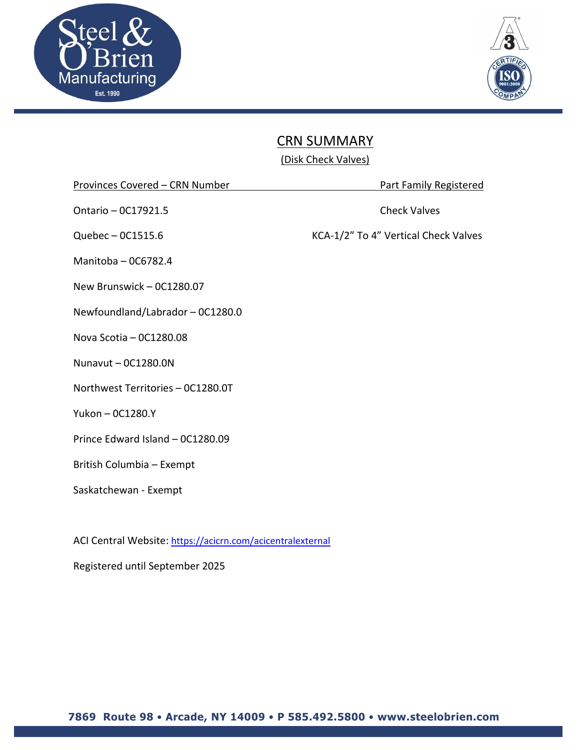# CRN SUMMARY

(Disk Check Valves)

| Provinces Covered – CRN Number | Part Family Registered |
|---|---|
| Ontario – 0C17921.5 | Check Valves |
| Quebec – 0C1515.6 | KCA-1/2" To 4" Vertical Check Valves |
| Manitoba – 0C6782.4 | |
| New Brunswick – 0C1280.07 | |
| Newfoundland/Labrador – 0C1280.0 | |
| Nova Scotia – 0C1280.08 | |
| Nunavut – 0C1280.0N | |
| Northwest Territories – 0C1280.0T | |
| Yukon – 0C1280.Y | |
| Prince Edward Island – 0C1280.09 | |
| British Columbia – Exempt | |
| Saskatchewan - Exempt | |

ACI Central Website: https://acicrn.com/acicentralexternal

Registered until September 2025

**7869 Route 98 • Arcade, NY 14009 • P 585.492.5800 • www.steelobrien.com**